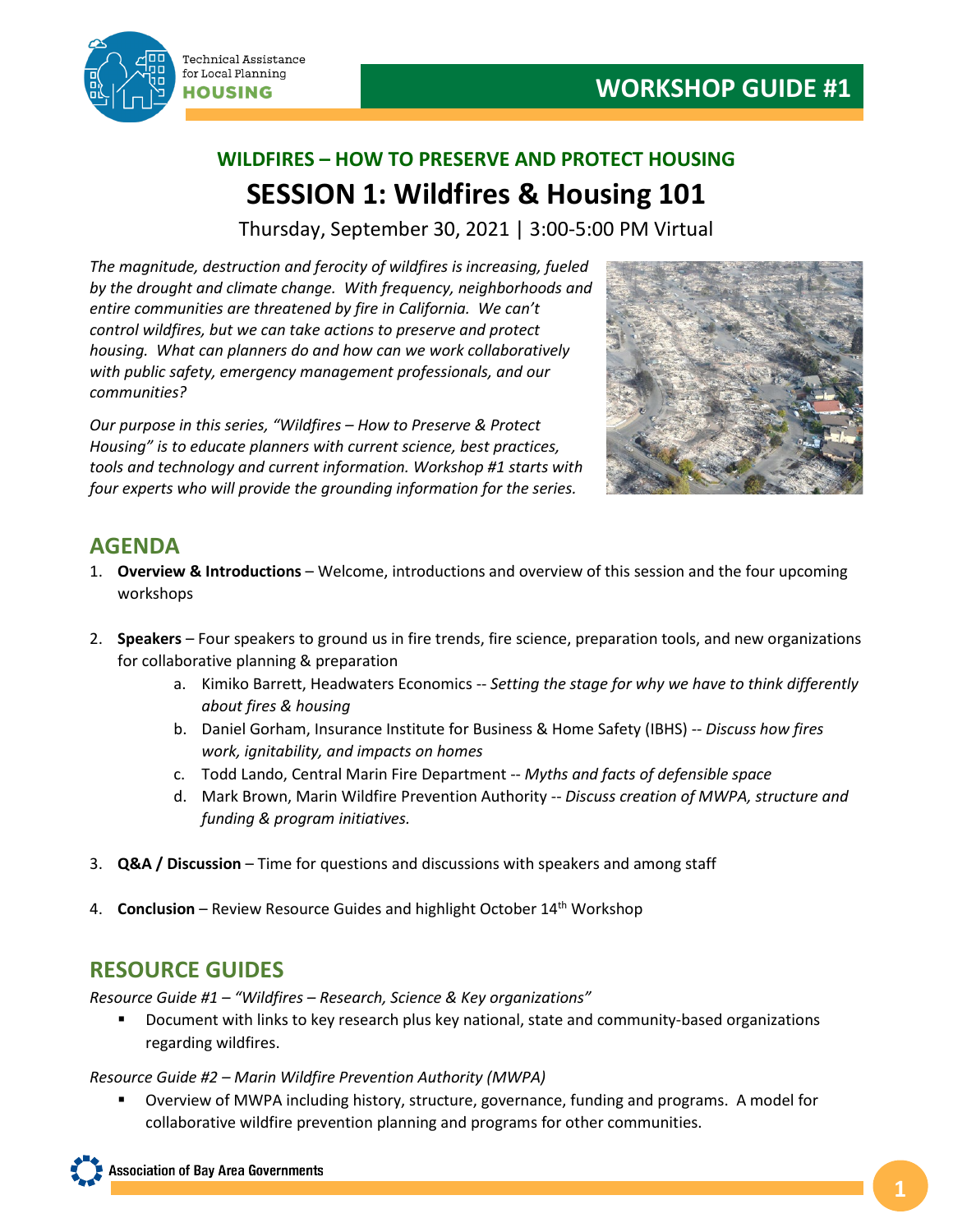Technical Assistance for Local Planning **HOUSING**

# WORKSHOP GUIDE #1

## WILDFIRES – HOW TO PRESERVE AND PROTECT HOUSING

# SESSION 1: Wildfires & Housing 101

Thursday, September 30, 2021 | 3:00-5:00 PM Virtual

*The magnitude, destruction and ferocity of wildfires is increasing, fueled by the drought and climate change. With frequency, neighborhoods and entire communities are threatened by fire in California. We can't control wildfires, but we can take actions to preserve and protect housing. What can planners do and how can we work collaboratively with public safety, emergency management professionals, and our communities?*

*Our purpose in this series, "Wildfires – How to Preserve & Protect Housing" is to educate planners with current science, best practices, tools and technology and current information. Workshop #1 starts with four experts who will provide the grounding information for the series.*

## AGENDA

1. **Overview & Introductions** – Welcome, introductions and overview of this session and the four upcoming workshops

2. **Speakers** – Four speakers to ground us in fire trends, fire science, preparation tools, and new organizations for collaborative planning & preparation
   a. Kimiko Barrett, Headwaters Economics -- *Setting the stage for why we have to think differently about fires & housing*
   b. Daniel Gorham, Insurance Institute for Business & Home Safety (IBHS) -- *Discuss how fires work, ignitability, and impacts on homes*
   c. Todd Lando, Central Marin Fire Department -- *Myths and facts of defensible space*
   d. Mark Brown, Marin Wildfire Prevention Authority -- *Discuss creation of MWPA, structure and funding & program initiatives.*

3. **Q&A / Discussion** – Time for questions and discussions with speakers and among staff

4. **Conclusion** – Review Resource Guides and highlight October 14th Workshop

## RESOURCE GUIDES

*Resource Guide #1 – "Wildfires – Research, Science & Key organizations"*

- Document with links to key research plus key national, state and community-based organizations regarding wildfires.

*Resource Guide #2 – Marin Wildfire Prevention Authority (MWPA)*

- Overview of MWPA including history, structure, governance, funding and programs. A model for collaborative wildfire prevention planning and programs for other communities.

Association of Bay Area Governments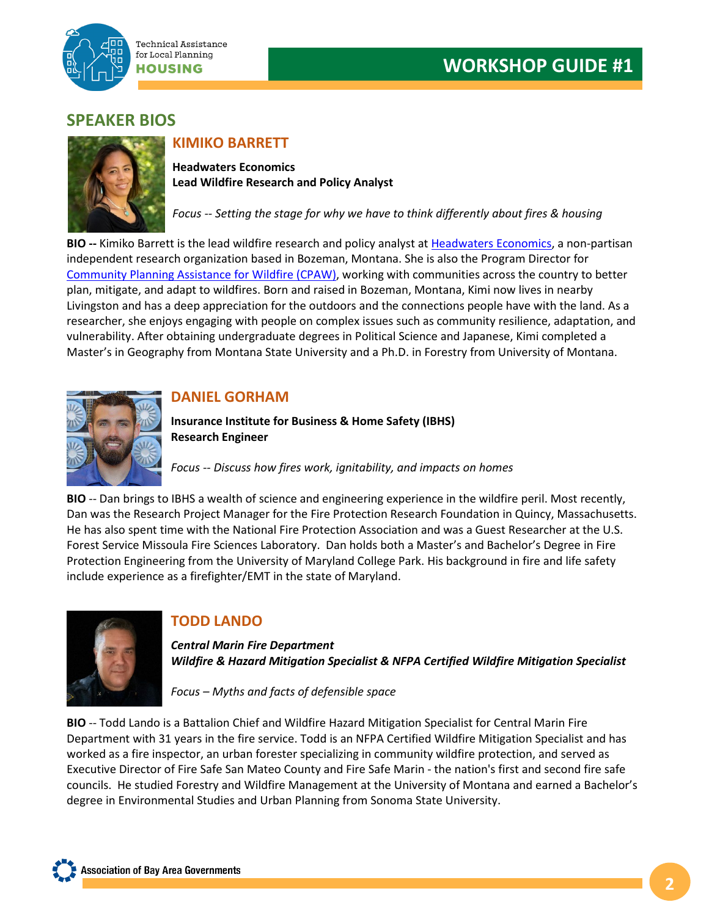## SPEAKER BIOS

### KIMIKO BARRETT

**Headwaters Economics**
**Lead Wildfire Research and Policy Analyst**

*Focus -- Setting the stage for why we have to think differently about fires & housing*

**BIO --** Kimiko Barrett is the lead wildfire research and policy analyst at Headwaters Economics, a non-partisan independent research organization based in Bozeman, Montana. She is also the Program Director for Community Planning Assistance for Wildfire (CPAW), working with communities across the country to better plan, mitigate, and adapt to wildfires. Born and raised in Bozeman, Montana, Kimi now lives in nearby Livingston and has a deep appreciation for the outdoors and the connections people have with the land. As a researcher, she enjoys engaging with people on complex issues such as community resilience, adaptation, and vulnerability. After obtaining undergraduate degrees in Political Science and Japanese, Kimi completed a Master's in Geography from Montana State University and a Ph.D. in Forestry from University of Montana.

### DANIEL GORHAM

**Insurance Institute for Business & Home Safety (IBHS)**
**Research Engineer**

*Focus -- Discuss how fires work, ignitability, and impacts on homes*

**BIO** -- Dan brings to IBHS a wealth of science and engineering experience in the wildfire peril. Most recently, Dan was the Research Project Manager for the Fire Protection Research Foundation in Quincy, Massachusetts. He has also spent time with the National Fire Protection Association and was a Guest Researcher at the U.S. Forest Service Missoula Fire Sciences Laboratory. Dan holds both a Master's and Bachelor's Degree in Fire Protection Engineering from the University of Maryland College Park. His background in fire and life safety include experience as a firefighter/EMT in the state of Maryland.

### TODD LANDO

***Central Marin Fire Department***
***Wildfire & Hazard Mitigation Specialist & NFPA Certified Wildfire Mitigation Specialist***

*Focus – Myths and facts of defensible space*

**BIO** -- Todd Lando is a Battalion Chief and Wildfire Hazard Mitigation Specialist for Central Marin Fire Department with 31 years in the fire service. Todd is an NFPA Certified Wildfire Mitigation Specialist and has worked as a fire inspector, an urban forester specializing in community wildfire protection, and served as Executive Director of Fire Safe San Mateo County and Fire Safe Marin - the nation's first and second fire safe councils. He studied Forestry and Wildfire Management at the University of Montana and earned a Bachelor's degree in Environmental Studies and Urban Planning from Sonoma State University.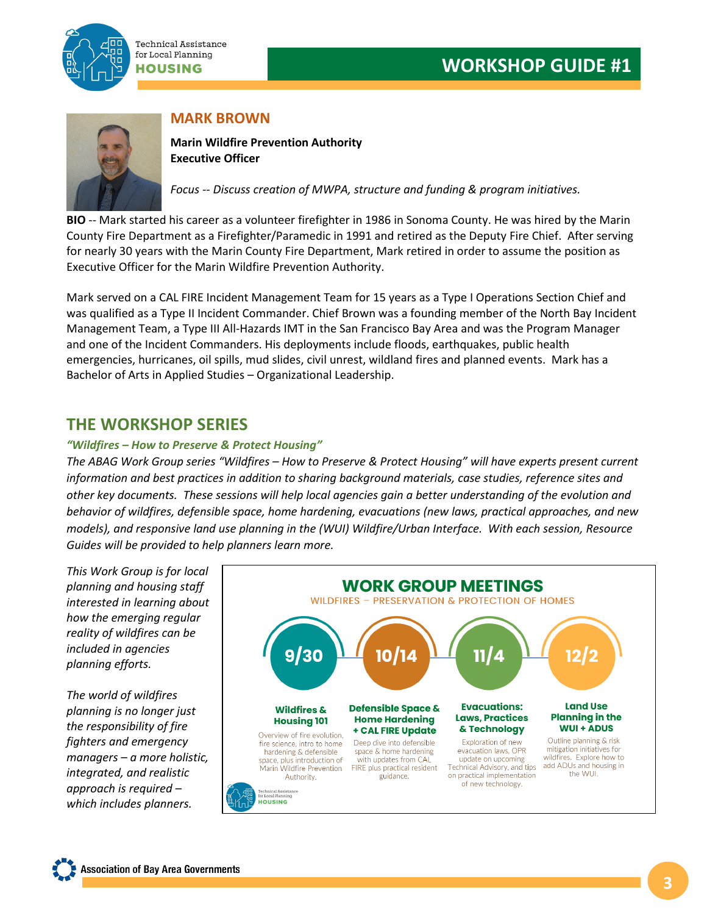# WORKSHOP GUIDE #1

## MARK BROWN

**Marin Wildfire Prevention Authority**
**Executive Officer**

*Focus -- Discuss creation of MWPA, structure and funding & program initiatives.*

**BIO** -- Mark started his career as a volunteer firefighter in 1986 in Sonoma County. He was hired by the Marin County Fire Department as a Firefighter/Paramedic in 1991 and retired as the Deputy Fire Chief. After serving for nearly 30 years with the Marin County Fire Department, Mark retired in order to assume the position as Executive Officer for the Marin Wildfire Prevention Authority.

Mark served on a CAL FIRE Incident Management Team for 15 years as a Type I Operations Section Chief and was qualified as a Type II Incident Commander. Chief Brown was a founding member of the North Bay Incident Management Team, a Type III All-Hazards IMT in the San Francisco Bay Area and was the Program Manager and one of the Incident Commanders. His deployments include floods, earthquakes, public health emergencies, hurricanes, oil spills, mud slides, civil unrest, wildland fires and planned events. Mark has a Bachelor of Arts in Applied Studies – Organizational Leadership.

## THE WORKSHOP SERIES

### *"Wildfires – How to Preserve & Protect Housing"*

*The ABAG Work Group series "Wildfires – How to Preserve & Protect Housing" will have experts present current information and best practices in addition to sharing background materials, case studies, reference sites and other key documents. These sessions will help local agencies gain a better understanding of the evolution and behavior of wildfires, defensible space, home hardening, evacuations (new laws, practical approaches, and new models), and responsive land use planning in the (WUI) Wildfire/Urban Interface. With each session, Resource Guides will be provided to help planners learn more.*

*This Work Group is for local planning and housing staff interested in learning about how the emerging regular reality of wildfires can be included in agencies planning efforts.*

*The world of wildfires planning is no longer just the responsibility of fire fighters and emergency managers – a more holistic, integrated, and realistic approach is required – which includes planners.*

**WORK GROUP MEETINGS**
WILDFIRES – PRESERVATION & PROTECTION OF HOMES

**9/30 — Wildfires & Housing 101**
Overview of fire evolution, fire science, intro to home hardening & defensible space, plus introduction of Marin Wildfire Prevention Authority.

**10/14 — Defensible Space & Home Hardening + CAL FIRE Update**
Deep dive into defensible space & home hardening with updates from CAL FIRE plus practical resident guidance.

**11/4 — Evacuations: Laws, Practices & Technology**
Exploration of new evacuation laws, OPR update on upcoming Technical Advisory, and tips on practical implementation of new technology.

**12/2 — Land Use Planning in the WUI + ADUS**
Outline planning & risk mitigation initiatives for wildfires. Explore how to add ADUs and housing in the WUI.